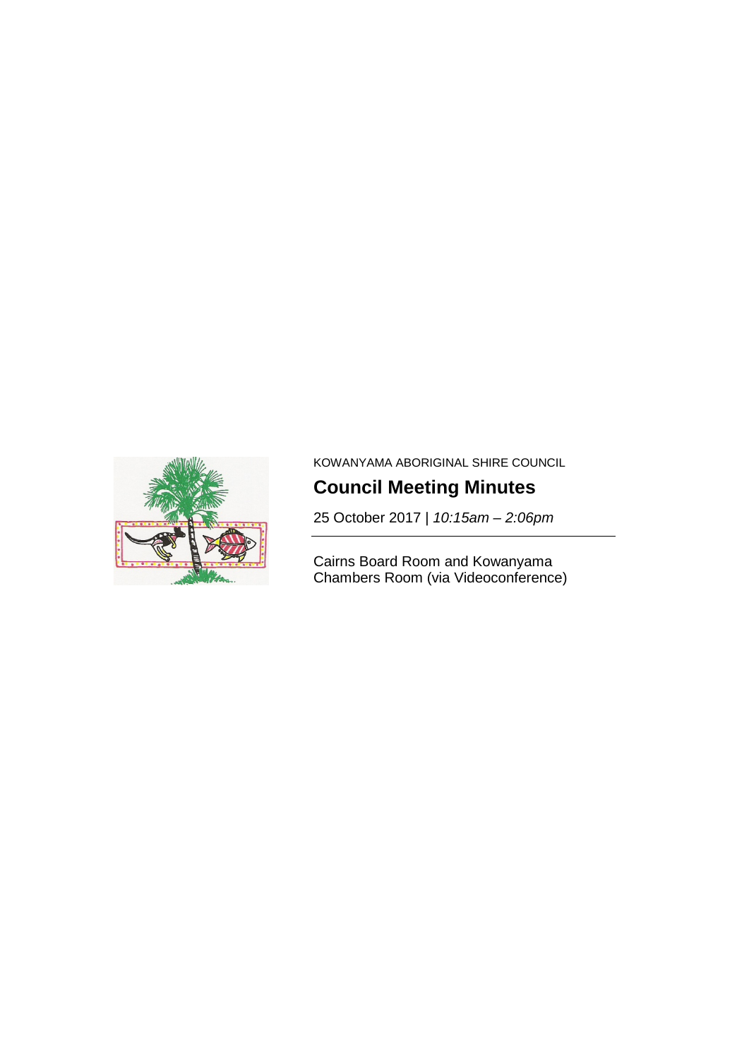KOWANYAMA ABORIGINAL SHIRE COUNCIL

# Council Meeting Minutes

25 October 2017 | *10:15am – 2:06pm*

---

Cairns Board Room and Kowanyama Chambers Room (via Videoconference)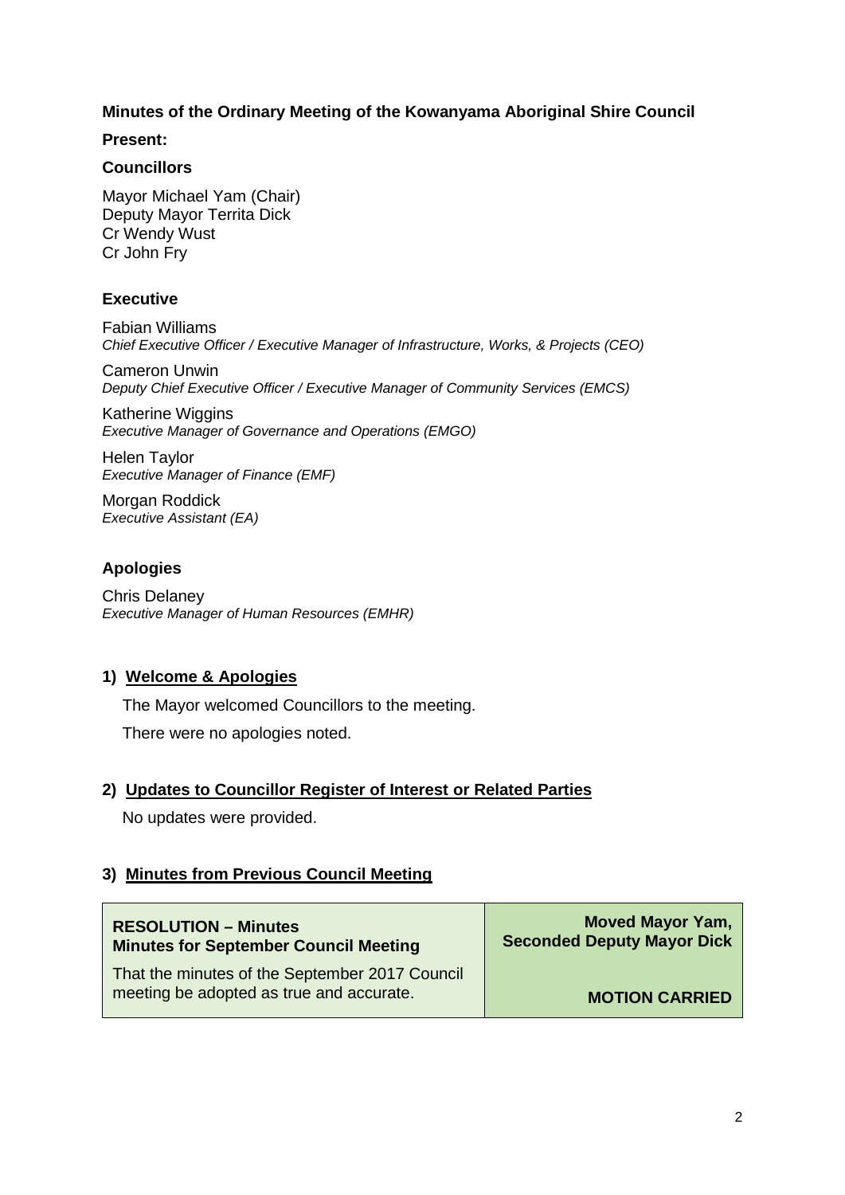**Minutes of the Ordinary Meeting of the Kowanyama Aboriginal Shire Council**

**Present:**

**Councillors**

Mayor Michael Yam (Chair)
Deputy Mayor Territa Dick
Cr Wendy Wust
Cr John Fry

**Executive**

Fabian Williams
*Chief Executive Officer / Executive Manager of Infrastructure, Works, & Projects (CEO)*

Cameron Unwin
*Deputy Chief Executive Officer / Executive Manager of Community Services (EMCS)*

Katherine Wiggins
*Executive Manager of Governance and Operations (EMGO)*

Helen Taylor
*Executive Manager of Finance (EMF)*

Morgan Roddick
*Executive Assistant (EA)*

**Apologies**

Chris Delaney
*Executive Manager of Human Resources (EMHR)*

## 1) Welcome & Apologies

The Mayor welcomed Councillors to the meeting.

There were no apologies noted.

## 2) Updates to Councillor Register of Interest or Related Parties

No updates were provided.

## 3) Minutes from Previous Council Meeting

| **RESOLUTION – Minutes**<br>**Minutes for September Council Meeting**<br><br>That the minutes of the September 2017 Council meeting be adopted as true and accurate. | **Moved Mayor Yam,**<br>**Seconded Deputy Mayor Dick**<br><br>**MOTION CARRIED** |
|---|---|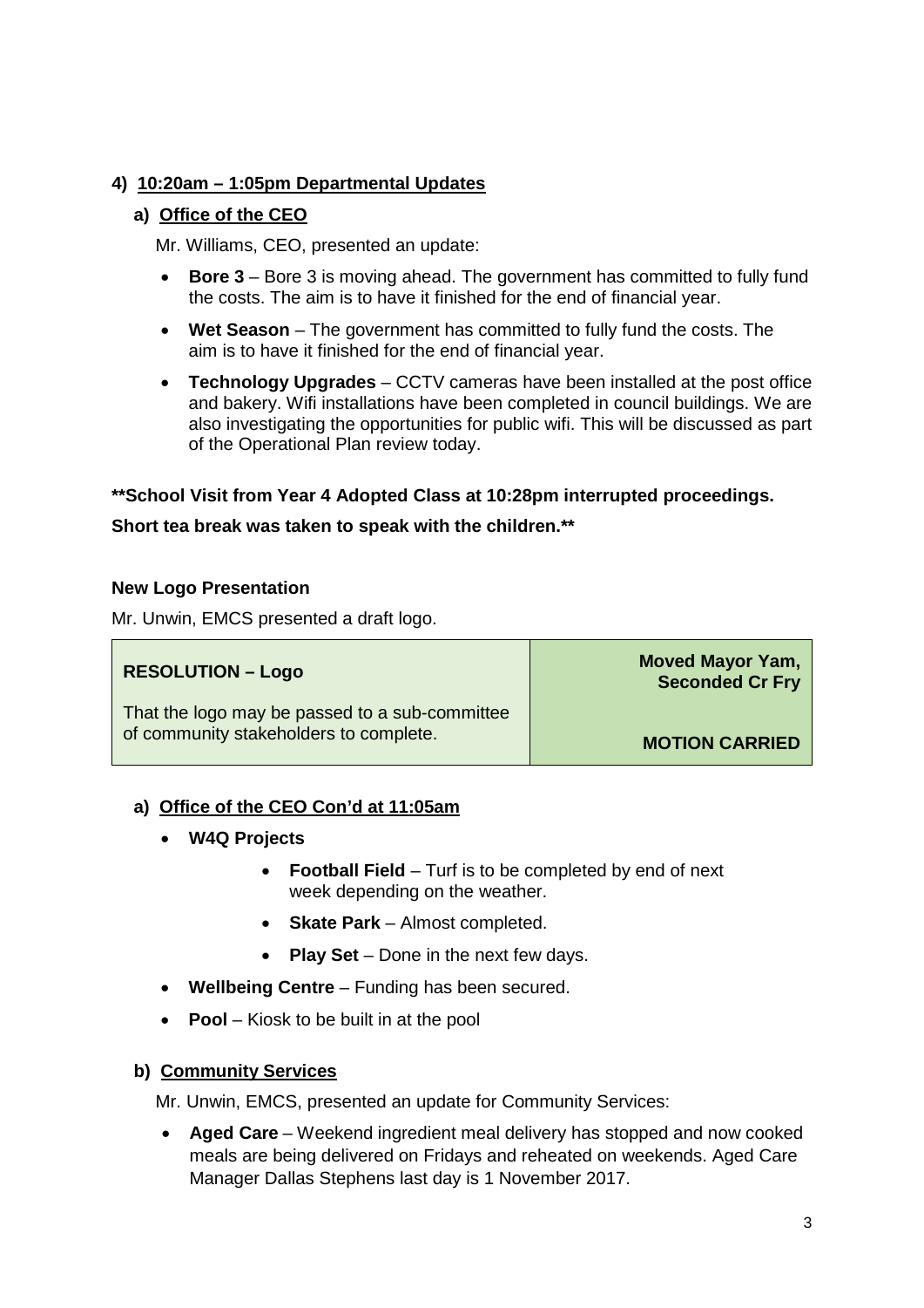## 4) 10:20am – 1:05pm Departmental Updates

### a) Office of the CEO

Mr. Williams, CEO, presented an update:

- **Bore 3** – Bore 3 is moving ahead. The government has committed to fully fund the costs. The aim is to have it finished for the end of financial year.
- **Wet Season** – The government has committed to fully fund the costs. The aim is to have it finished for the end of financial year.
- **Technology Upgrades** – CCTV cameras have been installed at the post office and bakery. Wifi installations have been completed in council buildings. We are also investigating the opportunities for public wifi. This will be discussed as part of the Operational Plan review today.

**\*\*School Visit from Year 4 Adopted Class at 10:28pm interrupted proceedings.**

**Short tea break was taken to speak with the children.\*\***

**New Logo Presentation**

Mr. Unwin, EMCS presented a draft logo.

| **RESOLUTION – Logo** | **Moved Mayor Yam, Seconded Cr Fry** |
|---|---|
| That the logo may be passed to a sub-committee of community stakeholders to complete. | **MOTION CARRIED** |

### a) Office of the CEO Con'd at 11:05am

- **W4Q Projects**
  - **Football Field** – Turf is to be completed by end of next week depending on the weather.
  - **Skate Park** – Almost completed.
  - **Play Set** – Done in the next few days.
- **Wellbeing Centre** – Funding has been secured.
- **Pool** – Kiosk to be built in at the pool

### b) Community Services

Mr. Unwin, EMCS, presented an update for Community Services:

- **Aged Care** – Weekend ingredient meal delivery has stopped and now cooked meals are being delivered on Fridays and reheated on weekends. Aged Care Manager Dallas Stephens last day is 1 November 2017.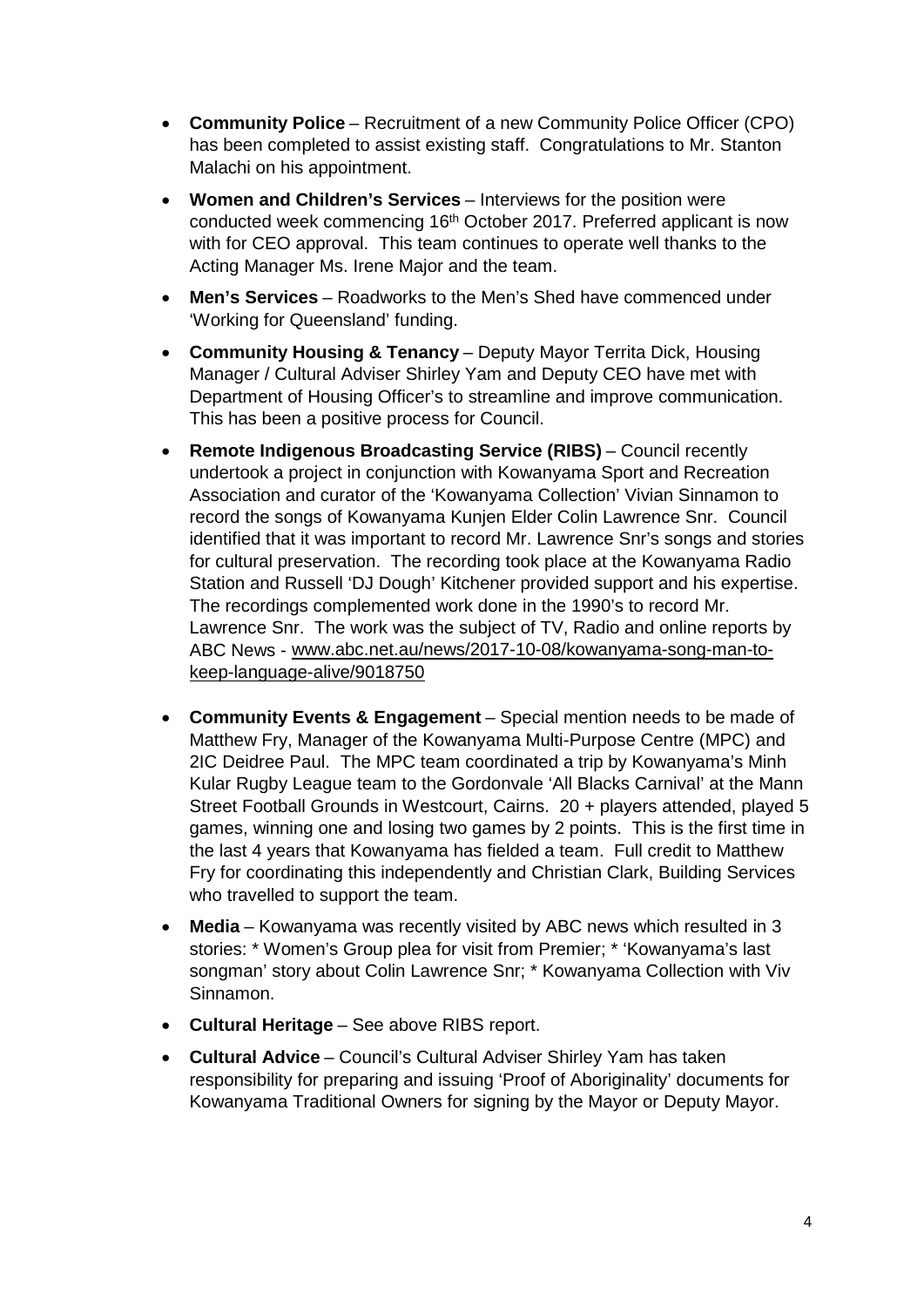- **Community Police** – Recruitment of a new Community Police Officer (CPO) has been completed to assist existing staff. Congratulations to Mr. Stanton Malachi on his appointment.
- **Women and Children's Services** – Interviews for the position were conducted week commencing 16th October 2017. Preferred applicant is now with for CEO approval. This team continues to operate well thanks to the Acting Manager Ms. Irene Major and the team.
- **Men's Services** – Roadworks to the Men's Shed have commenced under 'Working for Queensland' funding.
- **Community Housing & Tenancy** – Deputy Mayor Territa Dick, Housing Manager / Cultural Adviser Shirley Yam and Deputy CEO have met with Department of Housing Officer's to streamline and improve communication. This has been a positive process for Council.
- **Remote Indigenous Broadcasting Service (RIBS)** – Council recently undertook a project in conjunction with Kowanyama Sport and Recreation Association and curator of the 'Kowanyama Collection' Vivian Sinnamon to record the songs of Kowanyama Kunjen Elder Colin Lawrence Snr. Council identified that it was important to record Mr. Lawrence Snr's songs and stories for cultural preservation. The recording took place at the Kowanyama Radio Station and Russell 'DJ Dough' Kitchener provided support and his expertise. The recordings complemented work done in the 1990's to record Mr. Lawrence Snr. The work was the subject of TV, Radio and online reports by ABC News - www.abc.net.au/news/2017-10-08/kowanyama-song-man-to-keep-language-alive/9018750
- **Community Events & Engagement** – Special mention needs to be made of Matthew Fry, Manager of the Kowanyama Multi-Purpose Centre (MPC) and 2IC Deidree Paul. The MPC team coordinated a trip by Kowanyama's Minh Kular Rugby League team to the Gordonvale 'All Blacks Carnival' at the Mann Street Football Grounds in Westcourt, Cairns. 20 + players attended, played 5 games, winning one and losing two games by 2 points. This is the first time in the last 4 years that Kowanyama has fielded a team. Full credit to Matthew Fry for coordinating this independently and Christian Clark, Building Services who travelled to support the team.
- **Media** – Kowanyama was recently visited by ABC news which resulted in 3 stories: * Women's Group plea for visit from Premier; * 'Kowanyama's last songman' story about Colin Lawrence Snr; * Kowanyama Collection with Viv Sinnamon.
- **Cultural Heritage** – See above RIBS report.
- **Cultural Advice** – Council's Cultural Adviser Shirley Yam has taken responsibility for preparing and issuing 'Proof of Aboriginality' documents for Kowanyama Traditional Owners for signing by the Mayor or Deputy Mayor.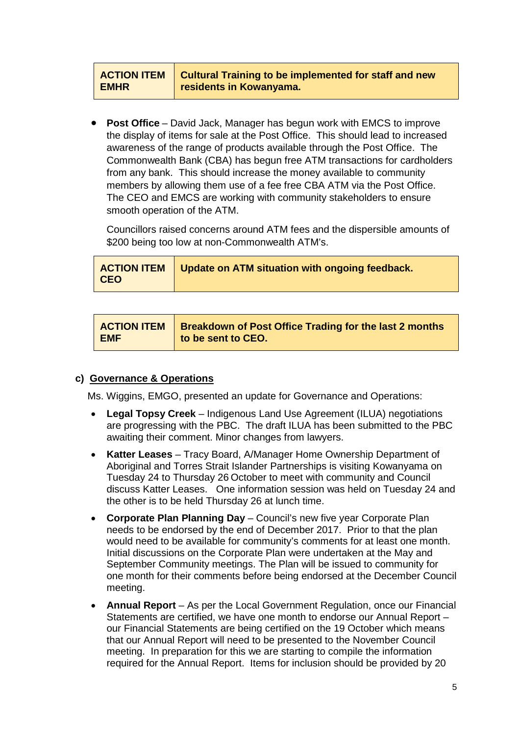| ACTION ITEM EMHR | Cultural Training to be implemented for staff and new residents in Kowanyama. |
|---|---|

- **Post Office** – David Jack, Manager has begun work with EMCS to improve the display of items for sale at the Post Office. This should lead to increased awareness of the range of products available through the Post Office. The Commonwealth Bank (CBA) has begun free ATM transactions for cardholders from any bank. This should increase the money available to community members by allowing them use of a fee free CBA ATM via the Post Office. The CEO and EMCS are working with community stakeholders to ensure smooth operation of the ATM.

  Councillors raised concerns around ATM fees and the dispersible amounts of $200 being too low at non-Commonwealth ATM's.

| ACTION ITEM CEO | Update on ATM situation with ongoing feedback. |
|---|---|

| ACTION ITEM EMF | Breakdown of Post Office Trading for the last 2 months to be sent to CEO. |
|---|---|

### c) Governance & Operations

Ms. Wiggins, EMGO, presented an update for Governance and Operations:

- **Legal Topsy Creek** – Indigenous Land Use Agreement (ILUA) negotiations are progressing with the PBC. The draft ILUA has been submitted to the PBC awaiting their comment. Minor changes from lawyers.
- **Katter Leases** – Tracy Board, A/Manager Home Ownership Department of Aboriginal and Torres Strait Islander Partnerships is visiting Kowanyama on Tuesday 24 to Thursday 26 October to meet with community and Council discuss Katter Leases. One information session was held on Tuesday 24 and the other is to be held Thursday 26 at lunch time.
- **Corporate Plan Planning Day** – Council's new five year Corporate Plan needs to be endorsed by the end of December 2017. Prior to that the plan would need to be available for community's comments for at least one month. Initial discussions on the Corporate Plan were undertaken at the May and September Community meetings. The Plan will be issued to community for one month for their comments before being endorsed at the December Council meeting.
- **Annual Report** – As per the Local Government Regulation, once our Financial Statements are certified, we have one month to endorse our Annual Report – our Financial Statements are being certified on the 19 October which means that our Annual Report will need to be presented to the November Council meeting. In preparation for this we are starting to compile the information required for the Annual Report. Items for inclusion should be provided by 20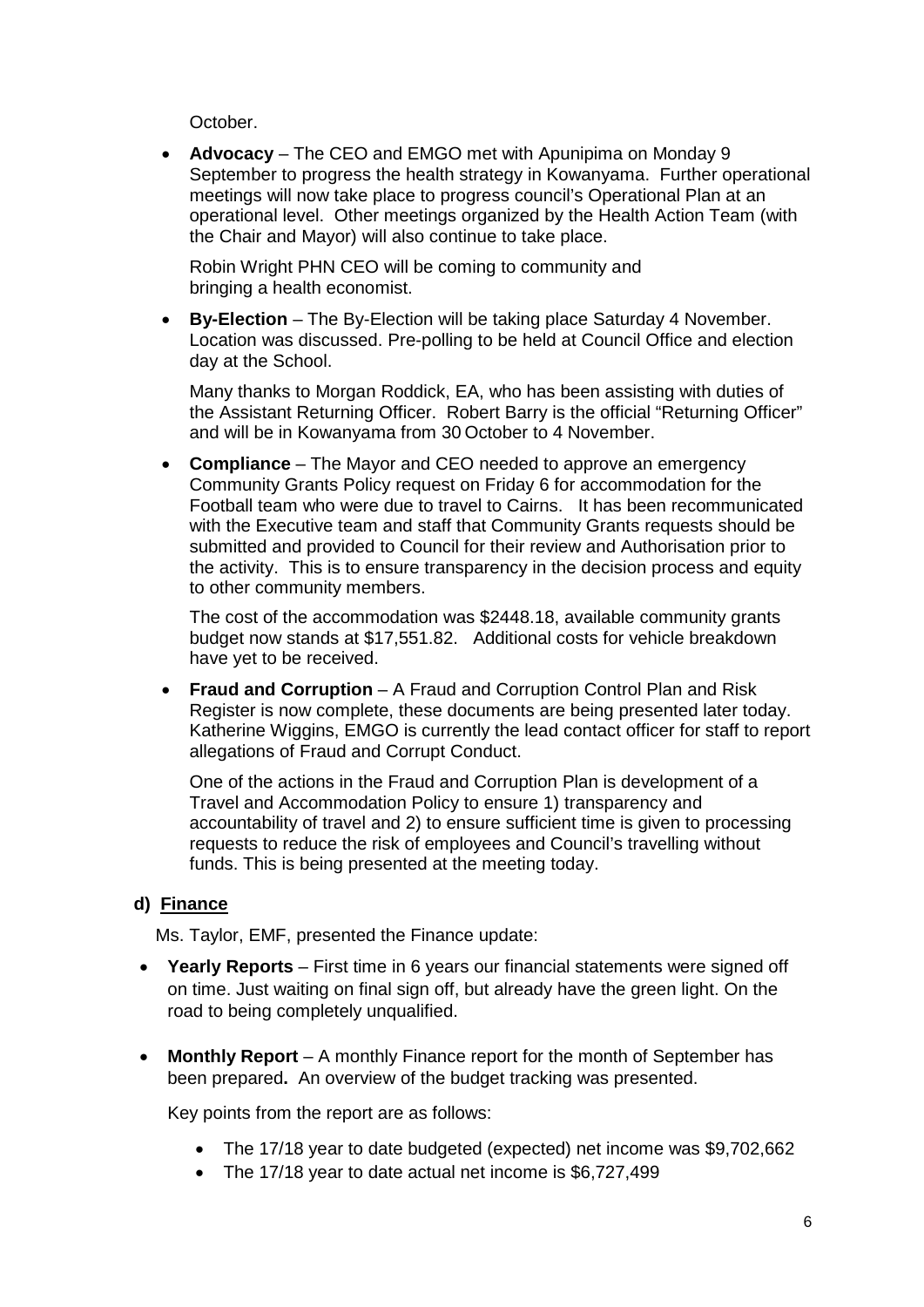October.

- **Advocacy** – The CEO and EMGO met with Apunipima on Monday 9 September to progress the health strategy in Kowanyama. Further operational meetings will now take place to progress council's Operational Plan at an operational level. Other meetings organized by the Health Action Team (with the Chair and Mayor) will also continue to take place.

  Robin Wright PHN CEO will be coming to community and bringing a health economist.

- **By-Election** – The By-Election will be taking place Saturday 4 November. Location was discussed. Pre-polling to be held at Council Office and election day at the School.

  Many thanks to Morgan Roddick, EA, who has been assisting with duties of the Assistant Returning Officer. Robert Barry is the official "Returning Officer" and will be in Kowanyama from 30 October to 4 November.

- **Compliance** – The Mayor and CEO needed to approve an emergency Community Grants Policy request on Friday 6 for accommodation for the Football team who were due to travel to Cairns. It has been recommunicated with the Executive team and staff that Community Grants requests should be submitted and provided to Council for their review and Authorisation prior to the activity. This is to ensure transparency in the decision process and equity to other community members.

  The cost of the accommodation was $2448.18, available community grants budget now stands at $17,551.82. Additional costs for vehicle breakdown have yet to be received.

- **Fraud and Corruption** – A Fraud and Corruption Control Plan and Risk Register is now complete, these documents are being presented later today. Katherine Wiggins, EMGO is currently the lead contact officer for staff to report allegations of Fraud and Corrupt Conduct.

  One of the actions in the Fraud and Corruption Plan is development of a Travel and Accommodation Policy to ensure 1) transparency and accountability of travel and 2) to ensure sufficient time is given to processing requests to reduce the risk of employees and Council's travelling without funds. This is being presented at the meeting today.

**d) Finance**

Ms. Taylor, EMF, presented the Finance update:

- **Yearly Reports** – First time in 6 years our financial statements were signed off on time. Just waiting on final sign off, but already have the green light. On the road to being completely unqualified.

- **Monthly Report** – A monthly Finance report for the month of September has been prepared**.** An overview of the budget tracking was presented.

  Key points from the report are as follows:

  - The 17/18 year to date budgeted (expected) net income was $9,702,662
  - The 17/18 year to date actual net income is $6,727,499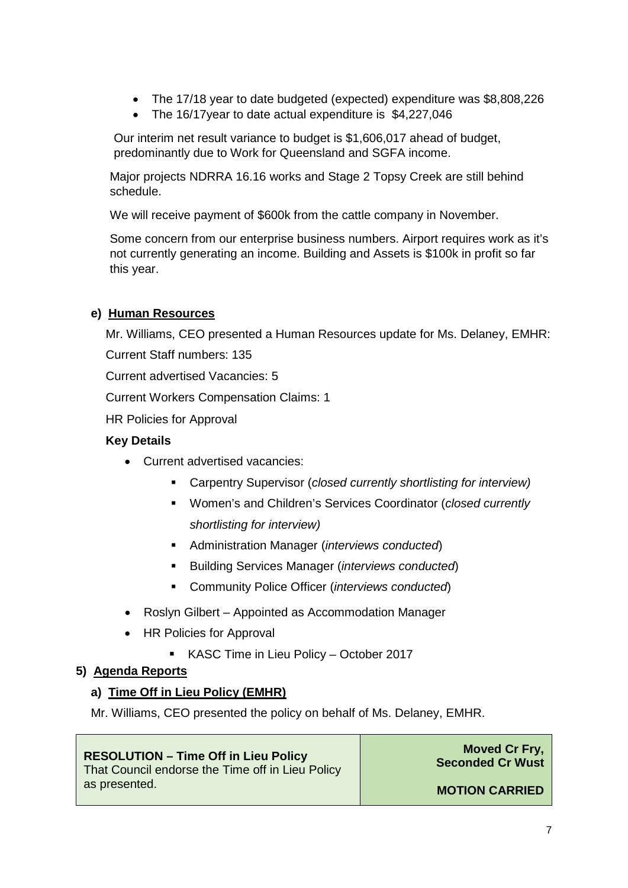- The 17/18 year to date budgeted (expected) expenditure was $8,808,226
- The 16/17year to date actual expenditure is  $4,227,046

Our interim net result variance to budget is $1,606,017 ahead of budget, predominantly due to Work for Queensland and SGFA income.

Major projects NDRRA 16.16 works and Stage 2 Topsy Creek are still behind schedule.

We will receive payment of $600k from the cattle company in November.

Some concern from our enterprise business numbers. Airport requires work as it's not currently generating an income. Building and Assets is $100k in profit so far this year.

### e) Human Resources

Mr. Williams, CEO presented a Human Resources update for Ms. Delaney, EMHR:

Current Staff numbers: 135

Current advertised Vacancies: 5

Current Workers Compensation Claims: 1

HR Policies for Approval

**Key Details**

- Current advertised vacancies:
  - Carpentry Supervisor (*closed currently shortlisting for interview)*
  - Women's and Children's Services Coordinator (*closed currently shortlisting for interview)*
  - Administration Manager (*interviews conducted*)
  - Building Services Manager (*interviews conducted*)
  - Community Police Officer (*interviews conducted*)
- Roslyn Gilbert – Appointed as Accommodation Manager
- HR Policies for Approval
  - KASC Time in Lieu Policy – October 2017

## 5) Agenda Reports

### a) Time Off in Lieu Policy (EMHR)

Mr. Williams, CEO presented the policy on behalf of Ms. Delaney, EMHR.

| **RESOLUTION – Time Off in Lieu Policy**<br>That Council endorse the Time off in Lieu Policy as presented. | **Moved Cr Fry, Seconded Cr Wust**<br><br>**MOTION CARRIED** |
|---|---|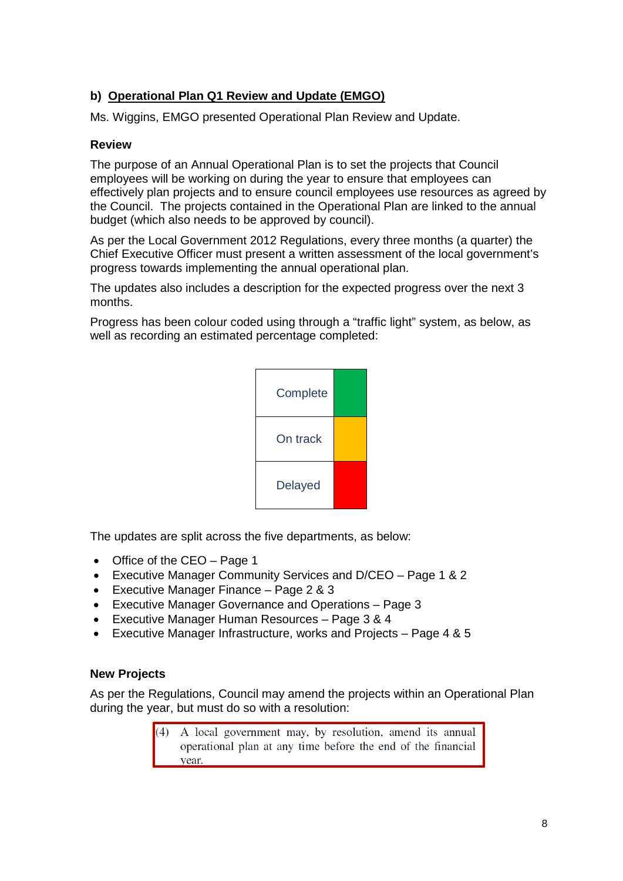### b) Operational Plan Q1 Review and Update (EMGO)

Ms. Wiggins, EMGO presented Operational Plan Review and Update.

**Review**

The purpose of an Annual Operational Plan is to set the projects that Council employees will be working on during the year to ensure that employees can effectively plan projects and to ensure council employees use resources as agreed by the Council. The projects contained in the Operational Plan are linked to the annual budget (which also needs to be approved by council).

As per the Local Government 2012 Regulations, every three months (a quarter) the Chief Executive Officer must present a written assessment of the local government's progress towards implementing the annual operational plan.

The updates also includes a description for the expected progress over the next 3 months.

Progress has been colour coded using through a "traffic light" system, as below, as well as recording an estimated percentage completed:

| Status | Colour |
| --- | --- |
| Complete | Green |
| On track | Amber |
| Delayed | Red |

The updates are split across the five departments, as below:

- Office of the CEO – Page 1
- Executive Manager Community Services and D/CEO – Page 1 & 2
- Executive Manager Finance – Page 2 & 3
- Executive Manager Governance and Operations – Page 3
- Executive Manager Human Resources – Page 3 & 4
- Executive Manager Infrastructure, works and Projects – Page 4 & 5

**New Projects**

As per the Regulations, Council may amend the projects within an Operational Plan during the year, but must do so with a resolution:

> (4) A local government may, by resolution, amend its annual operational plan at any time before the end of the financial year.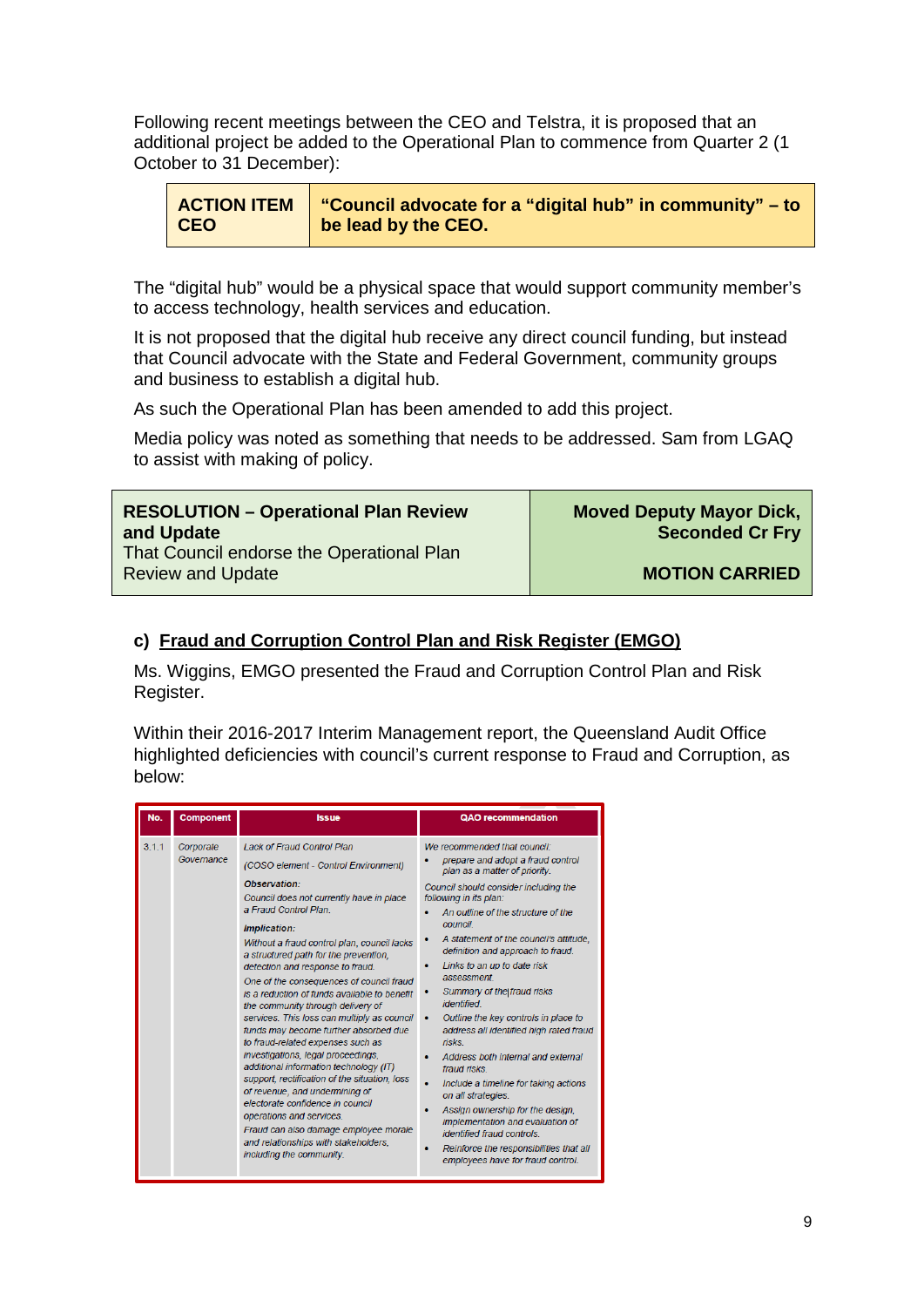Following recent meetings between the CEO and Telstra, it is proposed that an additional project be added to the Operational Plan to commence from Quarter 2 (1 October to 31 December):

| **ACTION ITEM CEO** | **"Council advocate for a "digital hub" in community" – to be lead by the CEO.** |
|---|---|

The "digital hub" would be a physical space that would support community member's to access technology, health services and education.

It is not proposed that the digital hub receive any direct council funding, but instead that Council advocate with the State and Federal Government, community groups and business to establish a digital hub.

As such the Operational Plan has been amended to add this project.

Media policy was noted as something that needs to be addressed. Sam from LGAQ to assist with making of policy.

| **RESOLUTION – Operational Plan Review and Update**<br>That Council endorse the Operational Plan Review and Update | **Moved Deputy Mayor Dick, Seconded Cr Fry**<br><br>**MOTION CARRIED** |
|---|---|

### c) Fraud and Corruption Control Plan and Risk Register (EMGO)

Ms. Wiggins, EMGO presented the Fraud and Corruption Control Plan and Risk Register.

Within their 2016-2017 Interim Management report, the Queensland Audit Office highlighted deficiencies with council's current response to Fraud and Corruption, as below:

| No. | Component | Issue | QAO recommendation |
|---|---|---|---|
| 3.1.1 | *Corporate Governance* | *Lack of Fraud Control Plan*<br>*(COSO element - Control Environment)*<br>**Observation:**<br>*Council does not currently have in place a Fraud Control Plan.*<br>**Implication:**<br>*Without a fraud control plan, council lacks a structured path for the prevention, detection and response to fraud.*<br>*One of the consequences of council fraud is a reduction of funds available to benefit the community through delivery of services. This loss can multiply as council funds may become further absorbed due to fraud-related expenses such as investigations, legal proceedings, additional information technology (IT) support, rectification of the situation, loss of revenue, and undermining of electorate confidence in council operations and services.*<br>*Fraud can also damage employee morale and relationships with stakeholders, including the community.* | *We recommended that council:*<br>• *prepare and adopt a fraud control plan as a matter of priority.*<br>*Council should consider including the following in its plan:*<br>• *An outline of the structure of the council.*<br>• *A statement of the council's attitude, definition and approach to fraud.*<br>• *Links to an up to date risk assessment.*<br>• *Summary of the fraud risks identified.*<br>• *Outline the key controls in place to address all identified high rated fraud risks.*<br>• *Address both internal and external fraud risks.*<br>• *Include a timeline for taking actions on all strategies.*<br>• *Assign ownership for the design, implementation and evaluation of identified fraud controls.*<br>• *Reinforce the responsibilities that all employees have for fraud control.* |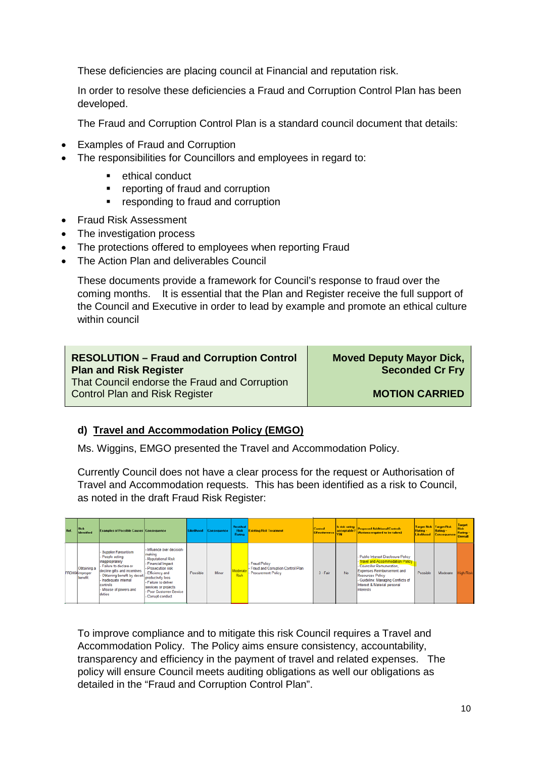These deficiencies are placing council at Financial and reputation risk.

In order to resolve these deficiencies a Fraud and Corruption Control Plan has been developed.

The Fraud and Corruption Control Plan is a standard council document that details:

- Examples of Fraud and Corruption
- The responsibilities for Councillors and employees in regard to:
  - ethical conduct
  - reporting of fraud and corruption
  - responding to fraud and corruption
- Fraud Risk Assessment
- The investigation process
- The protections offered to employees when reporting Fraud
- The Action Plan and deliverables Council

These documents provide a framework for Council's response to fraud over the coming months. It is essential that the Plan and Register receive the full support of the Council and Executive in order to lead by example and promote an ethical culture within council

| **RESOLUTION – Fraud and Corruption Control Plan and Risk Register**<br>That Council endorse the Fraud and Corruption Control Plan and Risk Register | **Moved Deputy Mayor Dick, Seconded Cr Fry**<br><br>**MOTION CARRIED** |
|---|---|

### d) Travel and Accommodation Policy (EMGO)

Ms. Wiggins, EMGO presented the Travel and Accommodation Policy.

Currently Council does not have a clear process for the request or Authorisation of Travel and Accommodation requests. This has been identified as a risk to Council, as noted in the draft Fraud Risk Register:

| Ref. | Risk Identified | Examples of Possible Causes | Consequence | Likelihood | Consequence | Residual Risk Rating | Existing Risk Treatment | Control Effectiveness | Is risk rating acceptable? Y/N | Proposed Additional Controls (Actions required to be taken) | Target Risk Rating - Likelihood | Target Risk Rating - Consequence | Target Risk Rating - Overall |
|---|---|---|---|---|---|---|---|---|---|---|---|---|---|
| FRD004 | Obtaining a improper benefit | - Supplier Favouritism<br>- People acting inappropriately<br>- Failure to declare or decline gifts and incentives<br>- Obtaining benefit by deceit<br>- Inadequate internal controls<br>- Misuse of powers and duties | - Influence over decision-making<br>- Reputational Risk<br>- Financial Impact<br>- Prosecution risk<br>- Efficiency and productivity loss<br>- Failure to deliver services or projects<br>- Poor Customer Service<br>- Corrupt conduct | Possible | Minor | Moderate Risk | - Fraud Policy<br>- Fraud and Corruption Control Plan<br>- Procurement Policy | 3 - Fair | No | - Public Interest Disclosure Policy<br>- Travel and Accommodation Policy<br>- Councillor Remuneration, Expenses Reimbursement and Resources Policy<br>- Guideline: Managing Conflicts of Interest & Material personal interests | Possible | Moderate | High Risk |

To improve compliance and to mitigate this risk Council requires a Travel and Accommodation Policy. The Policy aims ensure consistency, accountability, transparency and efficiency in the payment of travel and related expenses. The policy will ensure Council meets auditing obligations as well our obligations as detailed in the "Fraud and Corruption Control Plan".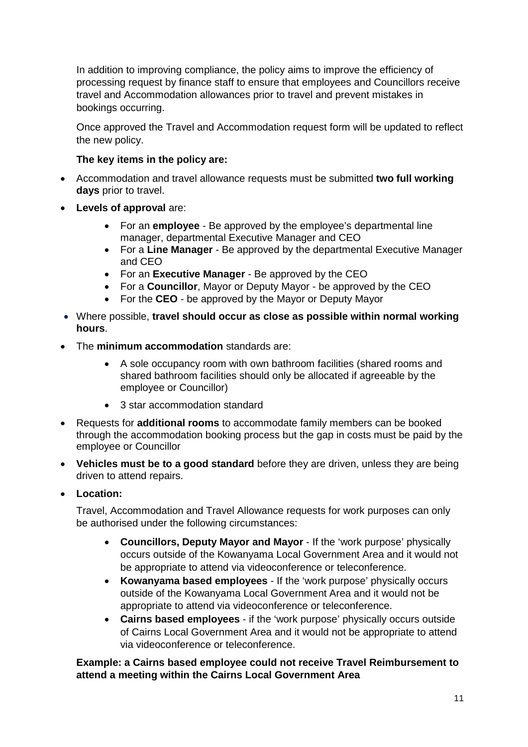In addition to improving compliance, the policy aims to improve the efficiency of processing request by finance staff to ensure that employees and Councillors receive travel and Accommodation allowances prior to travel and prevent mistakes in bookings occurring.

Once approved the Travel and Accommodation request form will be updated to reflect the new policy.

**The key items in the policy are:**

- Accommodation and travel allowance requests must be submitted **two full working days** prior to travel.
- **Levels of approval** are:
    - For an **employee** - Be approved by the employee's departmental line manager, departmental Executive Manager and CEO
    - For a **Line Manager** - Be approved by the departmental Executive Manager and CEO
    - For an **Executive Manager** - Be approved by the CEO
    - For a **Councillor**, Mayor or Deputy Mayor - be approved by the CEO
    - For the **CEO** - be approved by the Mayor or Deputy Mayor
- Where possible, **travel should occur as close as possible within normal working hours**.
- The **minimum accommodation** standards are:
    - A sole occupancy room with own bathroom facilities (shared rooms and shared bathroom facilities should only be allocated if agreeable by the employee or Councillor)
    - 3 star accommodation standard
- Requests for **additional rooms** to accommodate family members can be booked through the accommodation booking process but the gap in costs must be paid by the employee or Councillor
- **Vehicles must be to a good standard** before they are driven, unless they are being driven to attend repairs.
- **Location:**

  Travel, Accommodation and Travel Allowance requests for work purposes can only be authorised under the following circumstances:

    - **Councillors, Deputy Mayor and Mayor** - If the 'work purpose' physically occurs outside of the Kowanyama Local Government Area and it would not be appropriate to attend via videoconference or teleconference.
    - **Kowanyama based employees** - If the 'work purpose' physically occurs outside of the Kowanyama Local Government Area and it would not be appropriate to attend via videoconference or teleconference.
    - **Cairns based employees** - if the 'work purpose' physically occurs outside of Cairns Local Government Area and it would not be appropriate to attend via videoconference or teleconference.

  **Example: a Cairns based employee could not receive Travel Reimbursement to attend a meeting within the Cairns Local Government Area**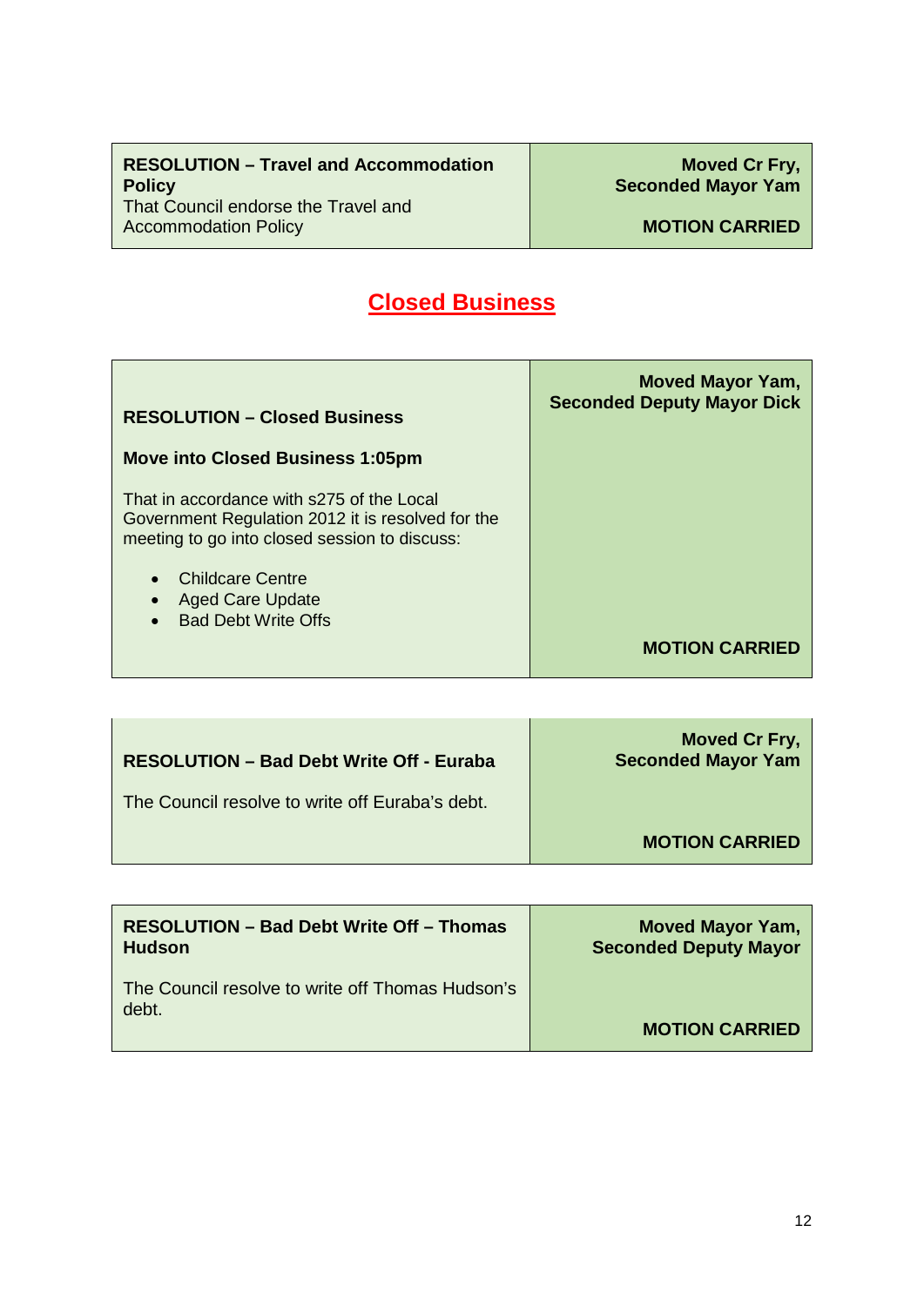| **RESOLUTION – Travel and Accommodation Policy**<br>That Council endorse the Travel and Accommodation Policy | **Moved Cr Fry, Seconded Mayor Yam**<br><br>**MOTION CARRIED** |
|---|---|

## Closed Business

| **RESOLUTION – Closed Business**<br><br>**Move into Closed Business 1:05pm**<br><br>That in accordance with s275 of the Local Government Regulation 2012 it is resolved for the meeting to go into closed session to discuss:<br><br>• Childcare Centre<br>• Aged Care Update<br>• Bad Debt Write Offs | **Moved Mayor Yam, Seconded Deputy Mayor Dick**<br><br>**MOTION CARRIED** |
|---|---|

| **RESOLUTION – Bad Debt Write Off - Euraba**<br><br>The Council resolve to write off Euraba's debt. | **Moved Cr Fry, Seconded Mayor Yam**<br><br>**MOTION CARRIED** |
|---|---|

| **RESOLUTION – Bad Debt Write Off – Thomas Hudson**<br><br>The Council resolve to write off Thomas Hudson's debt. | **Moved Mayor Yam, Seconded Deputy Mayor**<br><br>**MOTION CARRIED** |
|---|---|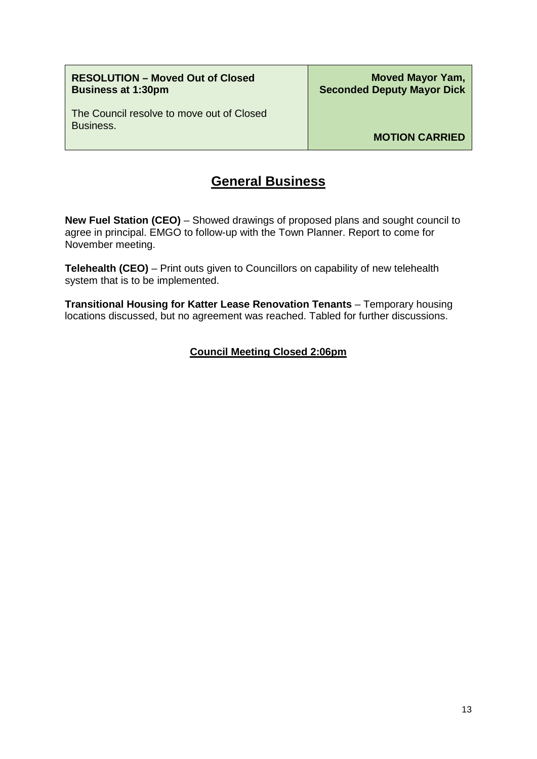| | |
|---|---|
| **RESOLUTION – Moved Out of Closed Business at 1:30pm**<br><br>The Council resolve to move out of Closed Business. | **Moved Mayor Yam, Seconded Deputy Mayor Dick**<br><br>**MOTION CARRIED** |

## General Business

**New Fuel Station (CEO)** – Showed drawings of proposed plans and sought council to agree in principal. EMGO to follow-up with the Town Planner. Report to come for November meeting.

**Telehealth (CEO)** – Print outs given to Councillors on capability of new telehealth system that is to be implemented.

**Transitional Housing for Katter Lease Renovation Tenants** – Temporary housing locations discussed, but no agreement was reached. Tabled for further discussions.

**Council Meeting Closed 2:06pm**